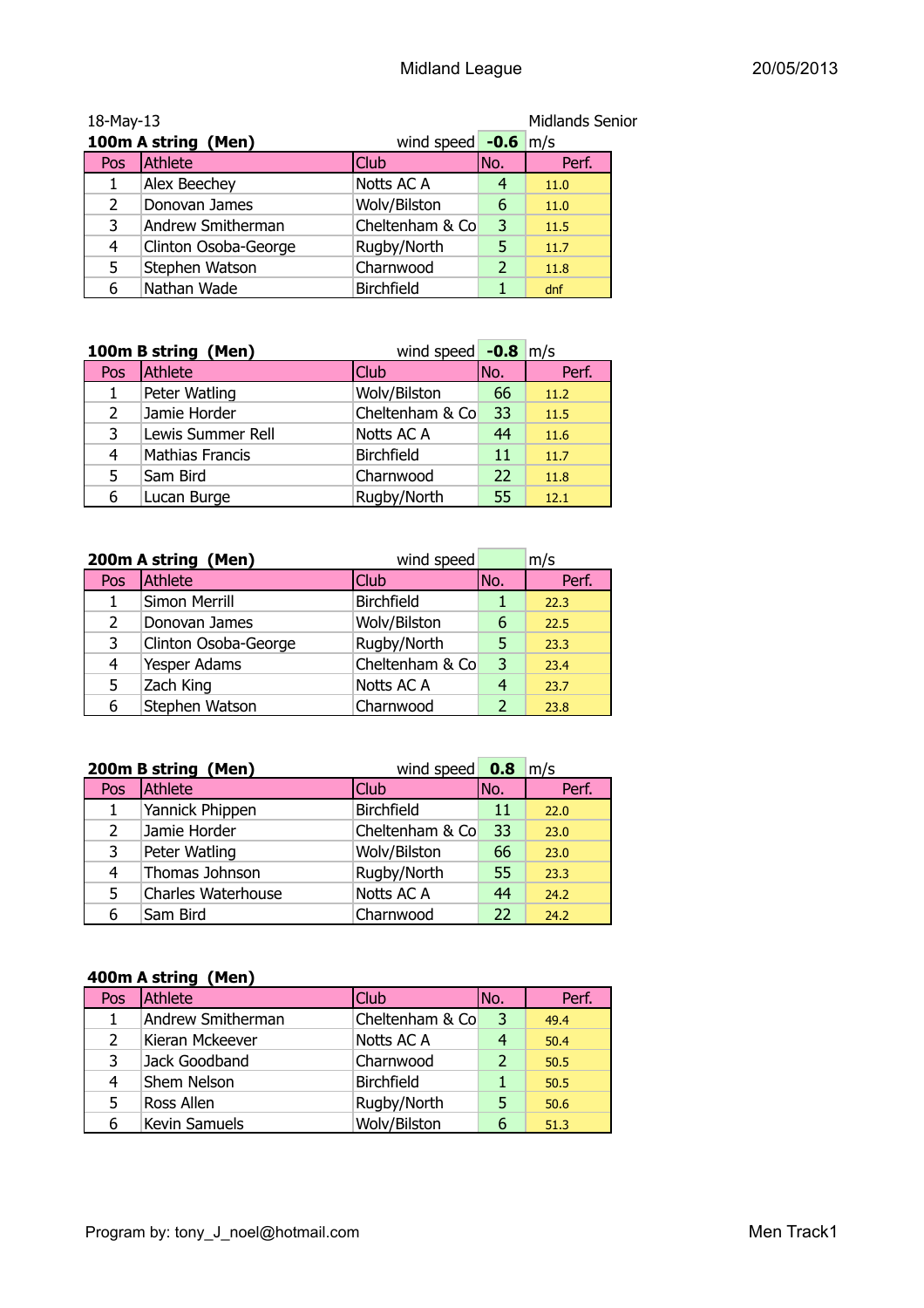Midland League 20/05/2013

18-May-13 Midlands Senior

**100m A string (Men)** wind speed **-0.6** m/s

| Pos | Athlete | Club | No. | Perf. |
|---|---|---|---|---|
| 1 | Alex Beechey | Notts AC A | 4 | 11.0 |
| 2 | Donovan James | Wolv/Bilston | 6 | 11.0 |
| 3 | Andrew Smitherman | Cheltenham & Co | 3 | 11.5 |
| 4 | Clinton Osoba-George | Rugby/North | 5 | 11.7 |
| 5 | Stephen Watson | Charnwood | 2 | 11.8 |
| 6 | Nathan Wade | Birchfield | 1 | dnf |

**100m B string (Men)** wind speed **-0.8** m/s

| Pos | Athlete | Club | No. | Perf. |
|---|---|---|---|---|
| 1 | Peter Watling | Wolv/Bilston | 66 | 11.2 |
| 2 | Jamie Horder | Cheltenham & Co | 33 | 11.5 |
| 3 | Lewis Summer Rell | Notts AC A | 44 | 11.6 |
| 4 | Mathias Francis | Birchfield | 11 | 11.7 |
| 5 | Sam Bird | Charnwood | 22 | 11.8 |
| 6 | Lucan Burge | Rugby/North | 55 | 12.1 |

**200m A string (Men)** wind speed m/s

| Pos | Athlete | Club | No. | Perf. |
|---|---|---|---|---|
| 1 | Simon Merrill | Birchfield | 1 | 22.3 |
| 2 | Donovan James | Wolv/Bilston | 6 | 22.5 |
| 3 | Clinton Osoba-George | Rugby/North | 5 | 23.3 |
| 4 | Yesper Adams | Cheltenham & Co | 3 | 23.4 |
| 5 | Zach King | Notts AC A | 4 | 23.7 |
| 6 | Stephen Watson | Charnwood | 2 | 23.8 |

**200m B string (Men)** wind speed **0.8** m/s

| Pos | Athlete | Club | No. | Perf. |
|---|---|---|---|---|
| 1 | Yannick Phippen | Birchfield | 11 | 22.0 |
| 2 | Jamie Horder | Cheltenham & Co | 33 | 23.0 |
| 3 | Peter Watling | Wolv/Bilston | 66 | 23.0 |
| 4 | Thomas Johnson | Rugby/North | 55 | 23.3 |
| 5 | Charles Waterhouse | Notts AC A | 44 | 24.2 |
| 6 | Sam Bird | Charnwood | 22 | 24.2 |

**400m A string (Men)**

| Pos | Athlete | Club | No. | Perf. |
|---|---|---|---|---|
| 1 | Andrew Smitherman | Cheltenham & Co | 3 | 49.4 |
| 2 | Kieran Mckeever | Notts AC A | 4 | 50.4 |
| 3 | Jack Goodband | Charnwood | 2 | 50.5 |
| 4 | Shem Nelson | Birchfield | 1 | 50.5 |
| 5 | Ross Allen | Rugby/North | 5 | 50.6 |
| 6 | Kevin Samuels | Wolv/Bilston | 6 | 51.3 |

Program by: tony_J_noel@hotmail.com Men Track1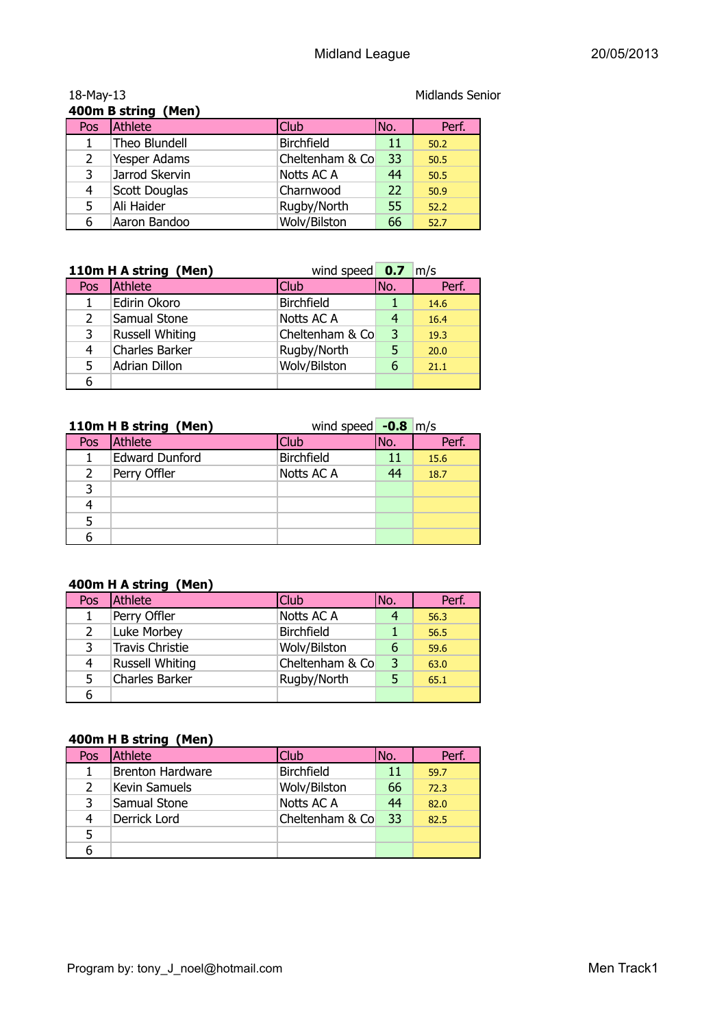Midland League

18-May-13 Midlands Senior

**400m B string (Men)**

| Pos | Athlete | Club | No. | Perf. |
|---|---|---|---|---|
| 1 | Theo Blundell | Birchfield | 11 | 50.2 |
| 2 | Yesper Adams | Cheltenham & Co | 33 | 50.5 |
| 3 | Jarrod Skervin | Notts AC A | 44 | 50.5 |
| 4 | Scott Douglas | Charnwood | 22 | 50.9 |
| 5 | Ali Haider | Rugby/North | 55 | 52.2 |
| 6 | Aaron Bandoo | Wolv/Bilston | 66 | 52.7 |

**110m H A string (Men)** wind speed **0.7** m/s

| Pos | Athlete | Club | No. | Perf. |
|---|---|---|---|---|
| 1 | Edirin Okoro | Birchfield | 1 | 14.6 |
| 2 | Samual Stone | Notts AC A | 4 | 16.4 |
| 3 | Russell Whiting | Cheltenham & Co | 3 | 19.3 |
| 4 | Charles Barker | Rugby/North | 5 | 20.0 |
| 5 | Adrian Dillon | Wolv/Bilston | 6 | 21.1 |
| 6 | | | | |

**110m H B string (Men)** wind speed **-0.8** m/s

| Pos | Athlete | Club | No. | Perf. |
|---|---|---|---|---|
| 1 | Edward Dunford | Birchfield | 11 | 15.6 |
| 2 | Perry Offler | Notts AC A | 44 | 18.7 |
| 3 | | | | |
| 4 | | | | |
| 5 | | | | |
| 6 | | | | |

**400m H A string (Men)**

| Pos | Athlete | Club | No. | Perf. |
|---|---|---|---|---|
| 1 | Perry Offler | Notts AC A | 4 | 56.3 |
| 2 | Luke Morbey | Birchfield | 1 | 56.5 |
| 3 | Travis Christie | Wolv/Bilston | 6 | 59.6 |
| 4 | Russell Whiting | Cheltenham & Co | 3 | 63.0 |
| 5 | Charles Barker | Rugby/North | 5 | 65.1 |
| 6 | | | | |

**400m H B string (Men)**

| Pos | Athlete | Club | No. | Perf. |
|---|---|---|---|---|
| 1 | Brenton Hardware | Birchfield | 11 | 59.7 |
| 2 | Kevin Samuels | Wolv/Bilston | 66 | 72.3 |
| 3 | Samual Stone | Notts AC A | 44 | 82.0 |
| 4 | Derrick Lord | Cheltenham & Co | 33 | 82.5 |
| 5 | | | | |
| 6 | | | | |

Program by: tony_J_noel@hotmail.com Men Track1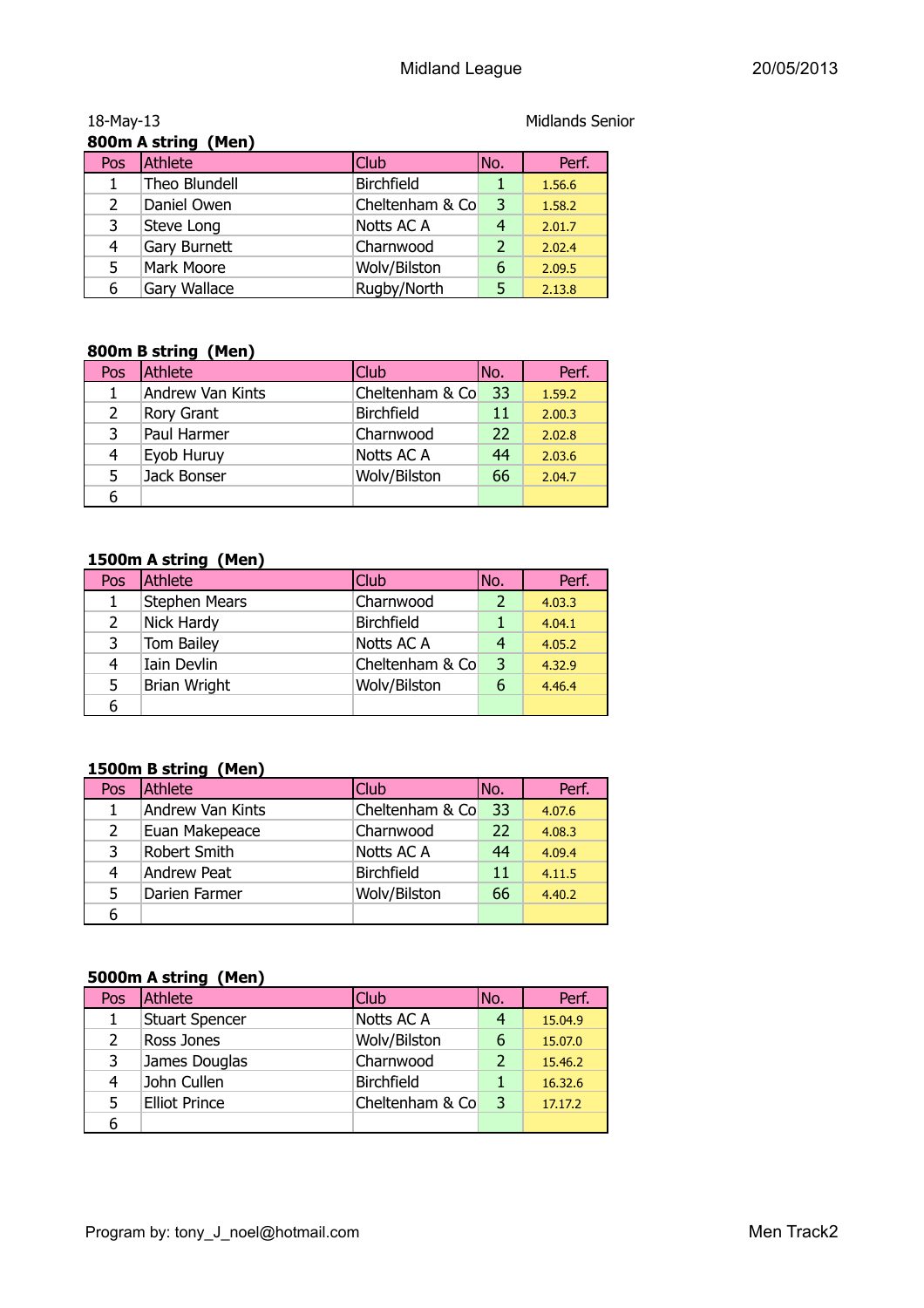Midland League 20/05/2013

18-May-13 Midlands Senior

**800m A string (Men)**

| Pos | Athlete | Club | No. | Perf. |
|---|---|---|---|---|
| 1 | Theo Blundell | Birchfield | 1 | 1.56.6 |
| 2 | Daniel Owen | Cheltenham & Co | 3 | 1.58.2 |
| 3 | Steve Long | Notts AC A | 4 | 2.01.7 |
| 4 | Gary Burnett | Charnwood | 2 | 2.02.4 |
| 5 | Mark Moore | Wolv/Bilston | 6 | 2.09.5 |
| 6 | Gary Wallace | Rugby/North | 5 | 2.13.8 |

**800m B string (Men)**

| Pos | Athlete | Club | No. | Perf. |
|---|---|---|---|---|
| 1 | Andrew Van Kints | Cheltenham & Co | 33 | 1.59.2 |
| 2 | Rory Grant | Birchfield | 11 | 2.00.3 |
| 3 | Paul Harmer | Charnwood | 22 | 2.02.8 |
| 4 | Eyob Huruy | Notts AC A | 44 | 2.03.6 |
| 5 | Jack Bonser | Wolv/Bilston | 66 | 2.04.7 |
| 6 | | | | |

**1500m A string (Men)**

| Pos | Athlete | Club | No. | Perf. |
|---|---|---|---|---|
| 1 | Stephen Mears | Charnwood | 2 | 4.03.3 |
| 2 | Nick Hardy | Birchfield | 1 | 4.04.1 |
| 3 | Tom Bailey | Notts AC A | 4 | 4.05.2 |
| 4 | Iain Devlin | Cheltenham & Co | 3 | 4.32.9 |
| 5 | Brian Wright | Wolv/Bilston | 6 | 4.46.4 |
| 6 | | | | |

**1500m B string (Men)**

| Pos | Athlete | Club | No. | Perf. |
|---|---|---|---|---|
| 1 | Andrew Van Kints | Cheltenham & Co | 33 | 4.07.6 |
| 2 | Euan Makepeace | Charnwood | 22 | 4.08.3 |
| 3 | Robert Smith | Notts AC A | 44 | 4.09.4 |
| 4 | Andrew Peat | Birchfield | 11 | 4.11.5 |
| 5 | Darien Farmer | Wolv/Bilston | 66 | 4.40.2 |
| 6 | | | | |

**5000m A string (Men)**

| Pos | Athlete | Club | No. | Perf. |
|---|---|---|---|---|
| 1 | Stuart Spencer | Notts AC A | 4 | 15.04.9 |
| 2 | Ross Jones | Wolv/Bilston | 6 | 15.07.0 |
| 3 | James Douglas | Charnwood | 2 | 15.46.2 |
| 4 | John Cullen | Birchfield | 1 | 16.32.6 |
| 5 | Elliot Prince | Cheltenham & Co | 3 | 17.17.2 |
| 6 | | | | |

Program by: tony_J_noel@hotmail.com Men Track2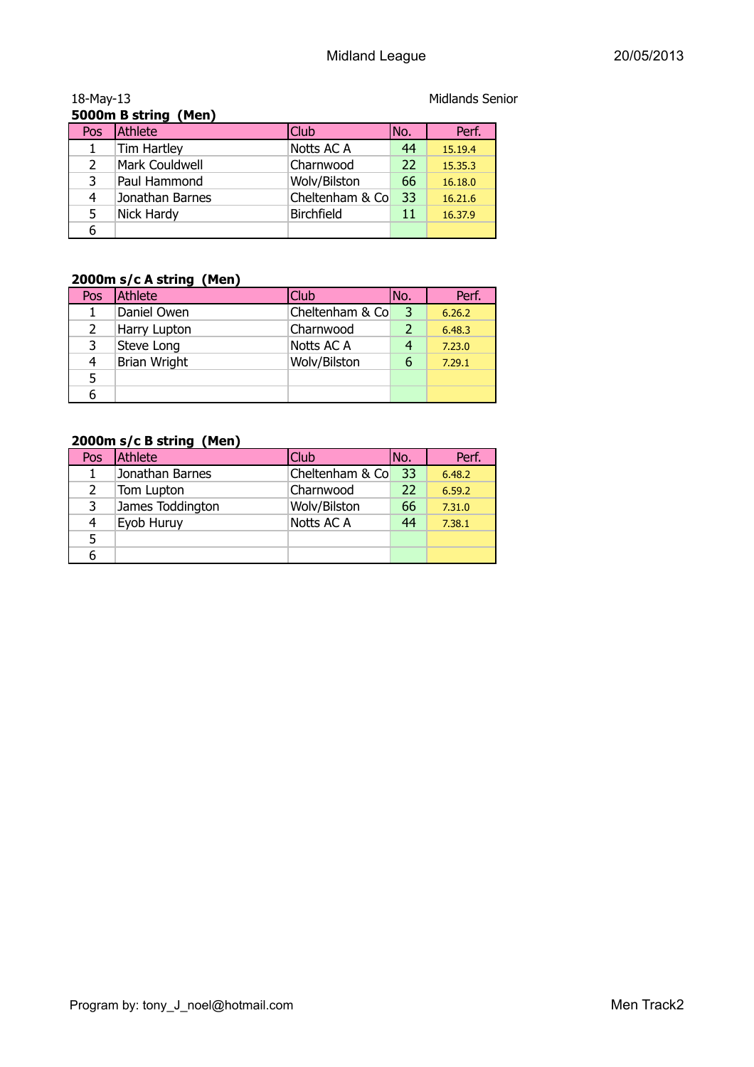18-May-13 Midlands Senior

### 5000m B string (Men)

| Pos | Athlete | Club | No. | Perf. |
|---|---|---|---|---|
| 1 | Tim Hartley | Notts AC A | 44 | 15.19.4 |
| 2 | Mark Couldwell | Charnwood | 22 | 15.35.3 |
| 3 | Paul Hammond | Wolv/Bilston | 66 | 16.18.0 |
| 4 | Jonathan Barnes | Cheltenham & Co | 33 | 16.21.6 |
| 5 | Nick Hardy | Birchfield | 11 | 16.37.9 |
| 6 | | | | |

### 2000m s/c A string (Men)

| Pos | Athlete | Club | No. | Perf. |
|---|---|---|---|---|
| 1 | Daniel Owen | Cheltenham & Co | 3 | 6.26.2 |
| 2 | Harry Lupton | Charnwood | 2 | 6.48.3 |
| 3 | Steve Long | Notts AC A | 4 | 7.23.0 |
| 4 | Brian Wright | Wolv/Bilston | 6 | 7.29.1 |
| 5 | | | | |
| 6 | | | | |

### 2000m s/c B string (Men)

| Pos | Athlete | Club | No. | Perf. |
|---|---|---|---|---|
| 1 | Jonathan Barnes | Cheltenham & Co | 33 | 6.48.2 |
| 2 | Tom Lupton | Charnwood | 22 | 6.59.2 |
| 3 | James Toddington | Wolv/Bilston | 66 | 7.31.0 |
| 4 | Eyob Huruy | Notts AC A | 44 | 7.38.1 |
| 5 | | | | |
| 6 | | | | |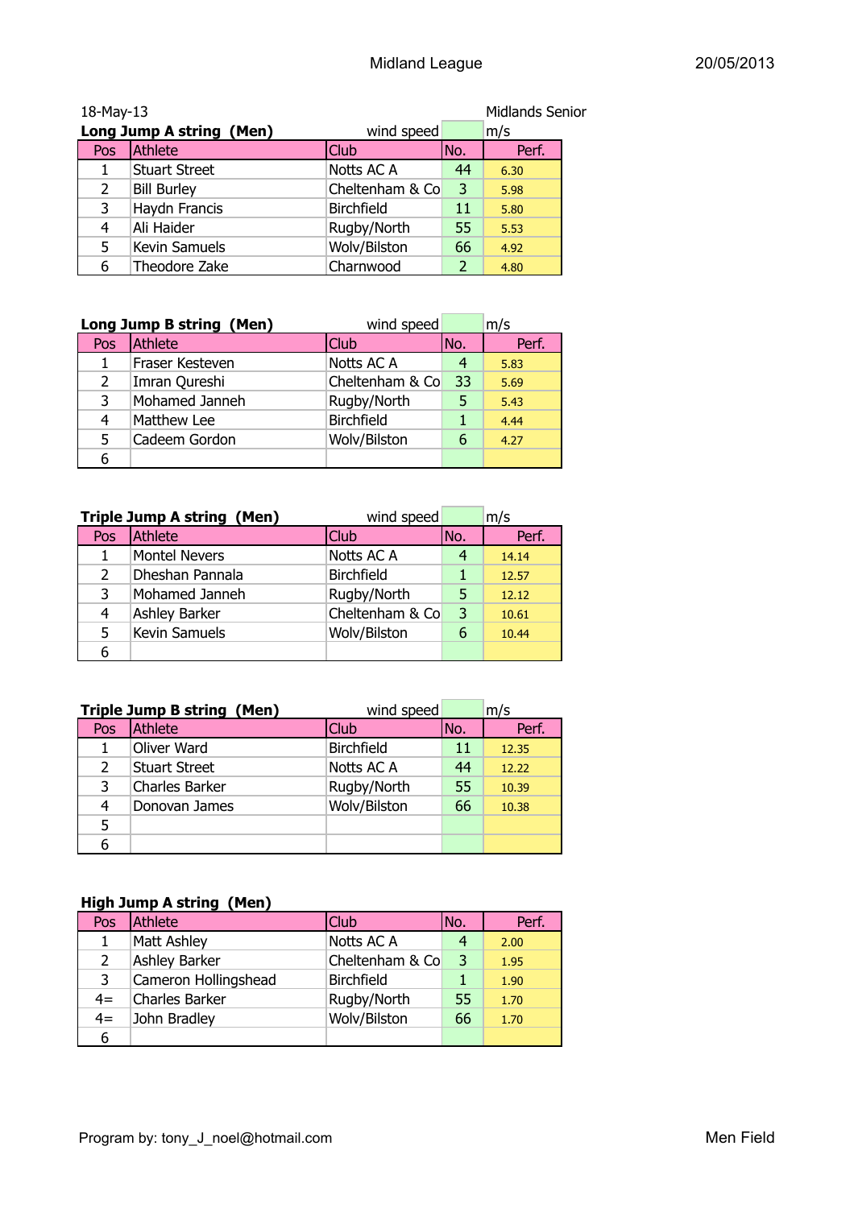Midland League 20/05/2013

18-May-13 Midlands Senior

**Long Jump A string (Men)** wind speed m/s

| Pos | Athlete | Club | No. | Perf. |
|---|---|---|---|---|
| 1 | Stuart Street | Notts AC A | 44 | 6.30 |
| 2 | Bill Burley | Cheltenham & Co | 3 | 5.98 |
| 3 | Haydn Francis | Birchfield | 11 | 5.80 |
| 4 | Ali Haider | Rugby/North | 55 | 5.53 |
| 5 | Kevin Samuels | Wolv/Bilston | 66 | 4.92 |
| 6 | Theodore Zake | Charnwood | 2 | 4.80 |

**Long Jump B string (Men)** wind speed m/s

| Pos | Athlete | Club | No. | Perf. |
|---|---|---|---|---|
| 1 | Fraser Kesteven | Notts AC A | 4 | 5.83 |
| 2 | Imran Qureshi | Cheltenham & Co | 33 | 5.69 |
| 3 | Mohamed Janneh | Rugby/North | 5 | 5.43 |
| 4 | Matthew Lee | Birchfield | 1 | 4.44 |
| 5 | Cadeem Gordon | Wolv/Bilston | 6 | 4.27 |
| 6 | | | | |

**Triple Jump A string (Men)** wind speed m/s

| Pos | Athlete | Club | No. | Perf. |
|---|---|---|---|---|
| 1 | Montel Nevers | Notts AC A | 4 | 14.14 |
| 2 | Dheshan Pannala | Birchfield | 1 | 12.57 |
| 3 | Mohamed Janneh | Rugby/North | 5 | 12.12 |
| 4 | Ashley Barker | Cheltenham & Co | 3 | 10.61 |
| 5 | Kevin Samuels | Wolv/Bilston | 6 | 10.44 |
| 6 | | | | |

**Triple Jump B string (Men)** wind speed m/s

| Pos | Athlete | Club | No. | Perf. |
|---|---|---|---|---|
| 1 | Oliver Ward | Birchfield | 11 | 12.35 |
| 2 | Stuart Street | Notts AC A | 44 | 12.22 |
| 3 | Charles Barker | Rugby/North | 55 | 10.39 |
| 4 | Donovan James | Wolv/Bilston | 66 | 10.38 |
| 5 | | | | |
| 6 | | | | |

**High Jump A string (Men)**

| Pos | Athlete | Club | No. | Perf. |
|---|---|---|---|---|
| 1 | Matt Ashley | Notts AC A | 4 | 2.00 |
| 2 | Ashley Barker | Cheltenham & Co | 3 | 1.95 |
| 3 | Cameron Hollingshead | Birchfield | 1 | 1.90 |
| 4= | Charles Barker | Rugby/North | 55 | 1.70 |
| 4= | John Bradley | Wolv/Bilston | 66 | 1.70 |
| 6 | | | | |

Program by: tony_J_noel@hotmail.com Men Field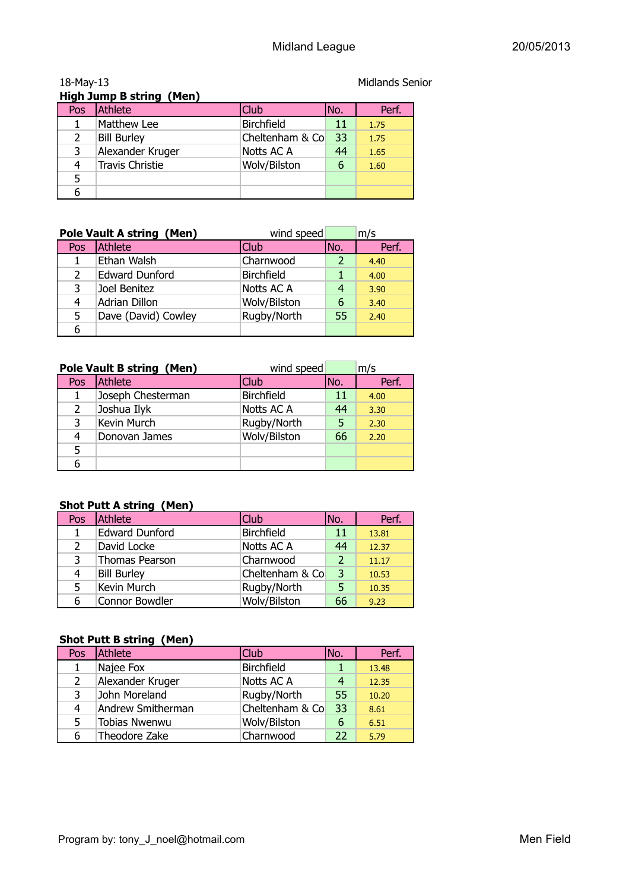18-May-13 Midlands Senior

**High Jump B string (Men)**

| Pos | Athlete | Club | No. | Perf. |
|---|---|---|---|---|
| 1 | Matthew Lee | Birchfield | 11 | 1.75 |
| 2 | Bill Burley | Cheltenham & Co | 33 | 1.75 |
| 3 | Alexander Kruger | Notts AC A | 44 | 1.65 |
| 4 | Travis Christie | Wolv/Bilston | 6 | 1.60 |
| 5 | | | | |
| 6 | | | | |

**Pole Vault A string (Men)** wind speed m/s

| Pos | Athlete | Club | No. | Perf. |
|---|---|---|---|---|
| 1 | Ethan Walsh | Charnwood | 2 | 4.40 |
| 2 | Edward Dunford | Birchfield | 1 | 4.00 |
| 3 | Joel Benitez | Notts AC A | 4 | 3.90 |
| 4 | Adrian Dillon | Wolv/Bilston | 6 | 3.40 |
| 5 | Dave (David) Cowley | Rugby/North | 55 | 2.40 |
| 6 | | | | |

**Pole Vault B string (Men)** wind speed m/s

| Pos | Athlete | Club | No. | Perf. |
|---|---|---|---|---|
| 1 | Joseph Chesterman | Birchfield | 11 | 4.00 |
| 2 | Joshua Ilyk | Notts AC A | 44 | 3.30 |
| 3 | Kevin Murch | Rugby/North | 5 | 2.30 |
| 4 | Donovan James | Wolv/Bilston | 66 | 2.20 |
| 5 | | | | |
| 6 | | | | |

**Shot Putt A string (Men)**

| Pos | Athlete | Club | No. | Perf. |
|---|---|---|---|---|
| 1 | Edward Dunford | Birchfield | 11 | 13.81 |
| 2 | David Locke | Notts AC A | 44 | 12.37 |
| 3 | Thomas Pearson | Charnwood | 2 | 11.17 |
| 4 | Bill Burley | Cheltenham & Co | 3 | 10.53 |
| 5 | Kevin Murch | Rugby/North | 5 | 10.35 |
| 6 | Connor Bowdler | Wolv/Bilston | 66 | 9.23 |

**Shot Putt B string (Men)**

| Pos | Athlete | Club | No. | Perf. |
|---|---|---|---|---|
| 1 | Najee Fox | Birchfield | 1 | 13.48 |
| 2 | Alexander Kruger | Notts AC A | 4 | 12.35 |
| 3 | John Moreland | Rugby/North | 55 | 10.20 |
| 4 | Andrew Smitherman | Cheltenham & Co | 33 | 8.61 |
| 5 | Tobias Nwenwu | Wolv/Bilston | 6 | 6.51 |
| 6 | Theodore Zake | Charnwood | 22 | 5.79 |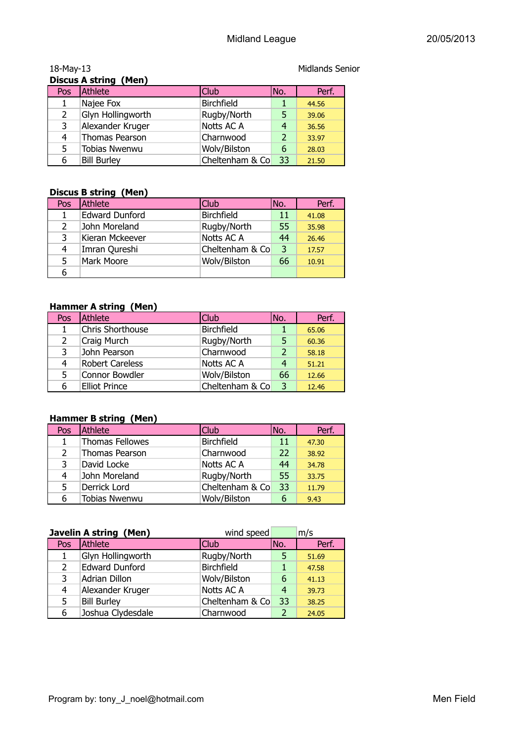18-May-13

Midlands Senior

**Discus A string (Men)**

| Pos | Athlete | Club | No. | Perf. |
|---|---|---|---|---|
| 1 | Najee Fox | Birchfield | 1 | 44.56 |
| 2 | Glyn Hollingworth | Rugby/North | 5 | 39.06 |
| 3 | Alexander Kruger | Notts AC A | 4 | 36.56 |
| 4 | Thomas Pearson | Charnwood | 2 | 33.97 |
| 5 | Tobias Nwenwu | Wolv/Bilston | 6 | 28.03 |
| 6 | Bill Burley | Cheltenham & Co | 33 | 21.50 |

**Discus B string (Men)**

| Pos | Athlete | Club | No. | Perf. |
|---|---|---|---|---|
| 1 | Edward Dunford | Birchfield | 11 | 41.08 |
| 2 | John Moreland | Rugby/North | 55 | 35.98 |
| 3 | Kieran Mckeever | Notts AC A | 44 | 26.46 |
| 4 | Imran Qureshi | Cheltenham & Co | 3 | 17.57 |
| 5 | Mark Moore | Wolv/Bilston | 66 | 10.91 |
| 6 | | | | |

**Hammer A string (Men)**

| Pos | Athlete | Club | No. | Perf. |
|---|---|---|---|---|
| 1 | Chris Shorthouse | Birchfield | 1 | 65.06 |
| 2 | Craig Murch | Rugby/North | 5 | 60.36 |
| 3 | John Pearson | Charnwood | 2 | 58.18 |
| 4 | Robert Careless | Notts AC A | 4 | 51.21 |
| 5 | Connor Bowdler | Wolv/Bilston | 66 | 12.66 |
| 6 | Elliot Prince | Cheltenham & Co | 3 | 12.46 |

**Hammer B string (Men)**

| Pos | Athlete | Club | No. | Perf. |
|---|---|---|---|---|
| 1 | Thomas Fellowes | Birchfield | 11 | 47.30 |
| 2 | Thomas Pearson | Charnwood | 22 | 38.92 |
| 3 | David Locke | Notts AC A | 44 | 34.78 |
| 4 | John Moreland | Rugby/North | 55 | 33.75 |
| 5 | Derrick Lord | Cheltenham & Co | 33 | 11.79 |
| 6 | Tobias Nwenwu | Wolv/Bilston | 6 | 9.43 |

**Javelin A string (Men)** wind speed m/s

| Pos | Athlete | Club | No. | Perf. |
|---|---|---|---|---|
| 1 | Glyn Hollingworth | Rugby/North | 5 | 51.69 |
| 2 | Edward Dunford | Birchfield | 1 | 47.58 |
| 3 | Adrian Dillon | Wolv/Bilston | 6 | 41.13 |
| 4 | Alexander Kruger | Notts AC A | 4 | 39.73 |
| 5 | Bill Burley | Cheltenham & Co | 33 | 38.25 |
| 6 | Joshua Clydesdale | Charnwood | 2 | 24.05 |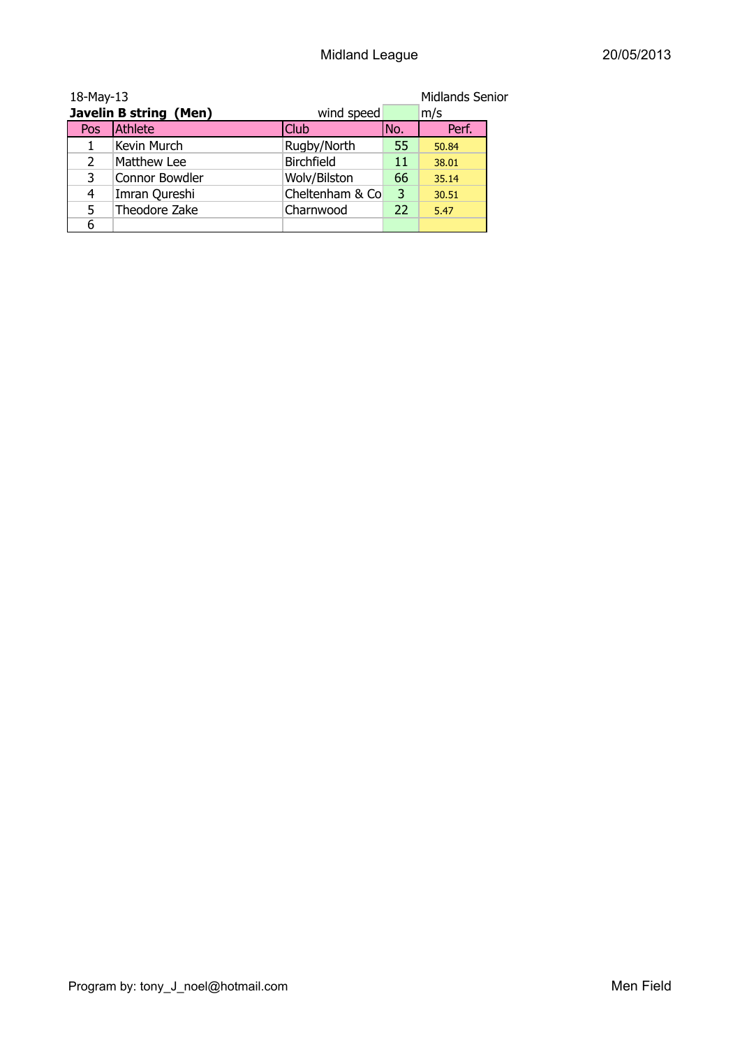18-May-13 Midlands Senior

**Javelin B string (Men)** wind speed m/s

| Pos | Athlete | Club | No. | Perf. |
|---|---|---|---|---|
| 1 | Kevin Murch | Rugby/North | 55 | 50.84 |
| 2 | Matthew Lee | Birchfield | 11 | 38.01 |
| 3 | Connor Bowdler | Wolv/Bilston | 66 | 35.14 |
| 4 | Imran Qureshi | Cheltenham & Co | 3 | 30.51 |
| 5 | Theodore Zake | Charnwood | 22 | 5.47 |
| 6 | | | | |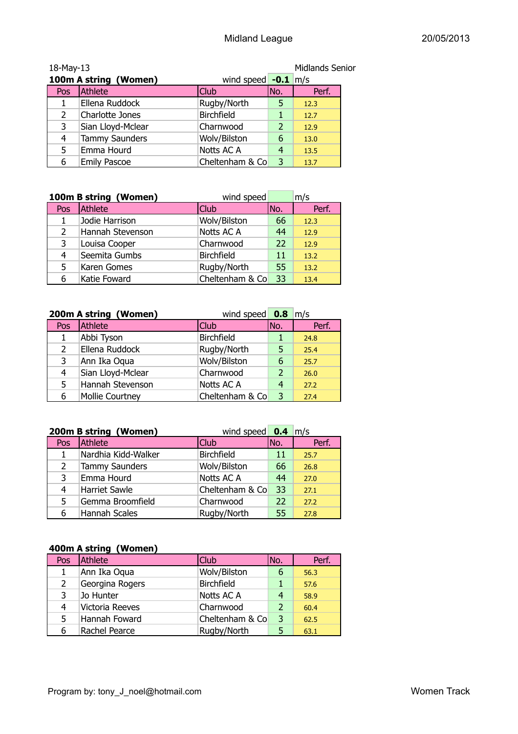Midland League

18-May-13

Midlands Senior

### 100m A string (Women)

wind speed **-0.1** m/s

| Pos | Athlete | Club | No. | Perf. |
|---|---|---|---|---|
| 1 | Ellena Ruddock | Rugby/North | 5 | 12.3 |
| 2 | Charlotte Jones | Birchfield | 1 | 12.7 |
| 3 | Sian Lloyd-Mclear | Charnwood | 2 | 12.9 |
| 4 | Tammy Saunders | Wolv/Bilston | 6 | 13.0 |
| 5 | Emma Hourd | Notts AC A | 4 | 13.5 |
| 6 | Emily Pascoe | Cheltenham & Co | 3 | 13.7 |

### 100m B string (Women)

wind speed m/s

| Pos | Athlete | Club | No. | Perf. |
|---|---|---|---|---|
| 1 | Jodie Harrison | Wolv/Bilston | 66 | 12.3 |
| 2 | Hannah Stevenson | Notts AC A | 44 | 12.9 |
| 3 | Louisa Cooper | Charnwood | 22 | 12.9 |
| 4 | Seemita Gumbs | Birchfield | 11 | 13.2 |
| 5 | Karen Gomes | Rugby/North | 55 | 13.2 |
| 6 | Katie Foward | Cheltenham & Co | 33 | 13.4 |

### 200m A string (Women)

wind speed **0.8** m/s

| Pos | Athlete | Club | No. | Perf. |
|---|---|---|---|---|
| 1 | Abbi Tyson | Birchfield | 1 | 24.8 |
| 2 | Ellena Ruddock | Rugby/North | 5 | 25.4 |
| 3 | Ann Ika Oqua | Wolv/Bilston | 6 | 25.7 |
| 4 | Sian Lloyd-Mclear | Charnwood | 2 | 26.0 |
| 5 | Hannah Stevenson | Notts AC A | 4 | 27.2 |
| 6 | Mollie Courtney | Cheltenham & Co | 3 | 27.4 |

### 200m B string (Women)

wind speed **0.4** m/s

| Pos | Athlete | Club | No. | Perf. |
|---|---|---|---|---|
| 1 | Nardhia Kidd-Walker | Birchfield | 11 | 25.7 |
| 2 | Tammy Saunders | Wolv/Bilston | 66 | 26.8 |
| 3 | Emma Hourd | Notts AC A | 44 | 27.0 |
| 4 | Harriet Sawle | Cheltenham & Co | 33 | 27.1 |
| 5 | Gemma Broomfield | Charnwood | 22 | 27.2 |
| 6 | Hannah Scales | Rugby/North | 55 | 27.8 |

### 400m A string (Women)

| Pos | Athlete | Club | No. | Perf. |
|---|---|---|---|---|
| 1 | Ann Ika Oqua | Wolv/Bilston | 6 | 56.3 |
| 2 | Georgina Rogers | Birchfield | 1 | 57.6 |
| 3 | Jo Hunter | Notts AC A | 4 | 58.9 |
| 4 | Victoria Reeves | Charnwood | 2 | 60.4 |
| 5 | Hannah Foward | Cheltenham & Co | 3 | 62.5 |
| 6 | Rachel Pearce | Rugby/North | 5 | 63.1 |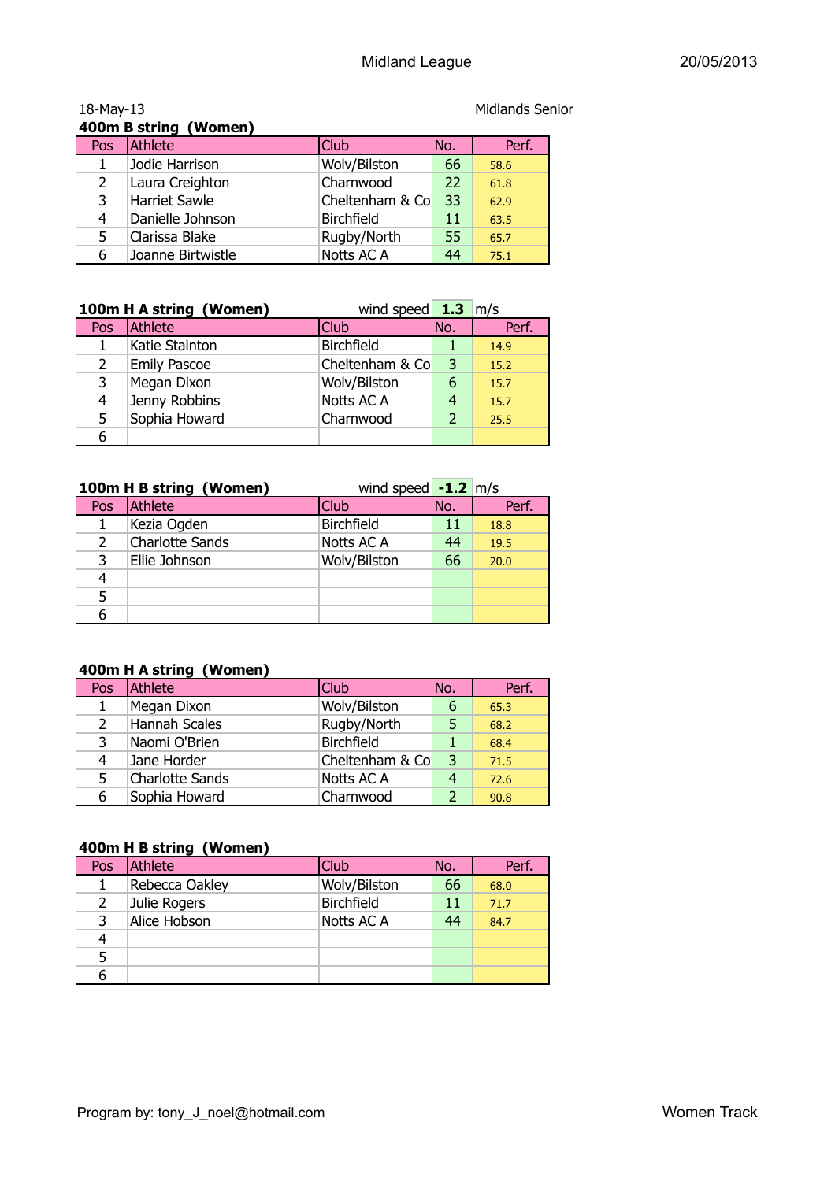Midland League

18-May-13 Midlands Senior

**400m B string (Women)**

| Pos | Athlete | Club | No. | Perf. |
|---|---|---|---|---|
| 1 | Jodie Harrison | Wolv/Bilston | 66 | 58.6 |
| 2 | Laura Creighton | Charnwood | 22 | 61.8 |
| 3 | Harriet Sawle | Cheltenham & Co | 33 | 62.9 |
| 4 | Danielle Johnson | Birchfield | 11 | 63.5 |
| 5 | Clarissa Blake | Rugby/North | 55 | 65.7 |
| 6 | Joanne Birtwistle | Notts AC A | 44 | 75.1 |

**100m H A string (Women)** wind speed **1.3** m/s

| Pos | Athlete | Club | No. | Perf. |
|---|---|---|---|---|
| 1 | Katie Stainton | Birchfield | 1 | 14.9 |
| 2 | Emily Pascoe | Cheltenham & Co | 3 | 15.2 |
| 3 | Megan Dixon | Wolv/Bilston | 6 | 15.7 |
| 4 | Jenny Robbins | Notts AC A | 4 | 15.7 |
| 5 | Sophia Howard | Charnwood | 2 | 25.5 |
| 6 | | | | |

**100m H B string (Women)** wind speed **-1.2** m/s

| Pos | Athlete | Club | No. | Perf. |
|---|---|---|---|---|
| 1 | Kezia Ogden | Birchfield | 11 | 18.8 |
| 2 | Charlotte Sands | Notts AC A | 44 | 19.5 |
| 3 | Ellie Johnson | Wolv/Bilston | 66 | 20.0 |
| 4 | | | | |
| 5 | | | | |
| 6 | | | | |

**400m H A string (Women)**

| Pos | Athlete | Club | No. | Perf. |
|---|---|---|---|---|
| 1 | Megan Dixon | Wolv/Bilston | 6 | 65.3 |
| 2 | Hannah Scales | Rugby/North | 5 | 68.2 |
| 3 | Naomi O'Brien | Birchfield | 1 | 68.4 |
| 4 | Jane Horder | Cheltenham & Co | 3 | 71.5 |
| 5 | Charlotte Sands | Notts AC A | 4 | 72.6 |
| 6 | Sophia Howard | Charnwood | 2 | 90.8 |

**400m H B string (Women)**

| Pos | Athlete | Club | No. | Perf. |
|---|---|---|---|---|
| 1 | Rebecca Oakley | Wolv/Bilston | 66 | 68.0 |
| 2 | Julie Rogers | Birchfield | 11 | 71.7 |
| 3 | Alice Hobson | Notts AC A | 44 | 84.7 |
| 4 | | | | |
| 5 | | | | |
| 6 | | | | |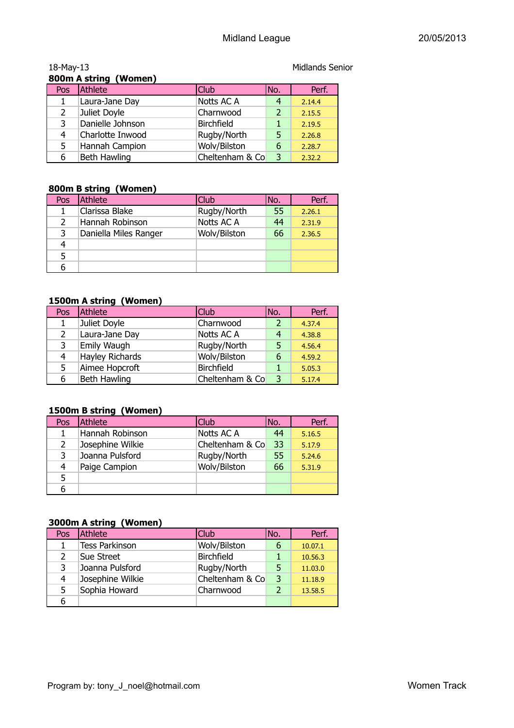18-May-13

Midlands Senior

**800m A string (Women)**

| Pos | Athlete | Club | No. | Perf. |
|---|---|---|---|---|
| 1 | Laura-Jane Day | Notts AC A | 4 | 2.14.4 |
| 2 | Juliet Doyle | Charnwood | 2 | 2.15.5 |
| 3 | Danielle Johnson | Birchfield | 1 | 2.19.5 |
| 4 | Charlotte Inwood | Rugby/North | 5 | 2.26.8 |
| 5 | Hannah Campion | Wolv/Bilston | 6 | 2.28.7 |
| 6 | Beth Hawling | Cheltenham & Co | 3 | 2.32.2 |

**800m B string (Women)**

| Pos | Athlete | Club | No. | Perf. |
|---|---|---|---|---|
| 1 | Clarissa Blake | Rugby/North | 55 | 2.26.1 |
| 2 | Hannah Robinson | Notts AC A | 44 | 2.31.9 |
| 3 | Daniella Miles Ranger | Wolv/Bilston | 66 | 2.36.5 |
| 4 | | | | |
| 5 | | | | |
| 6 | | | | |

**1500m A string (Women)**

| Pos | Athlete | Club | No. | Perf. |
|---|---|---|---|---|
| 1 | Juliet Doyle | Charnwood | 2 | 4.37.4 |
| 2 | Laura-Jane Day | Notts AC A | 4 | 4.38.8 |
| 3 | Emily Waugh | Rugby/North | 5 | 4.56.4 |
| 4 | Hayley Richards | Wolv/Bilston | 6 | 4.59.2 |
| 5 | Aimee Hopcroft | Birchfield | 1 | 5.05.3 |
| 6 | Beth Hawling | Cheltenham & Co | 3 | 5.17.4 |

**1500m B string (Women)**

| Pos | Athlete | Club | No. | Perf. |
|---|---|---|---|---|
| 1 | Hannah Robinson | Notts AC A | 44 | 5.16.5 |
| 2 | Josephine Wilkie | Cheltenham & Co | 33 | 5.17.9 |
| 3 | Joanna Pulsford | Rugby/North | 55 | 5.24.6 |
| 4 | Paige Campion | Wolv/Bilston | 66 | 5.31.9 |
| 5 | | | | |
| 6 | | | | |

**3000m A string (Women)**

| Pos | Athlete | Club | No. | Perf. |
|---|---|---|---|---|
| 1 | Tess Parkinson | Wolv/Bilston | 6 | 10.07.1 |
| 2 | Sue Street | Birchfield | 1 | 10.56.3 |
| 3 | Joanna Pulsford | Rugby/North | 5 | 11.03.0 |
| 4 | Josephine Wilkie | Cheltenham & Co | 3 | 11.18.9 |
| 5 | Sophia Howard | Charnwood | 2 | 13.58.5 |
| 6 | | | | |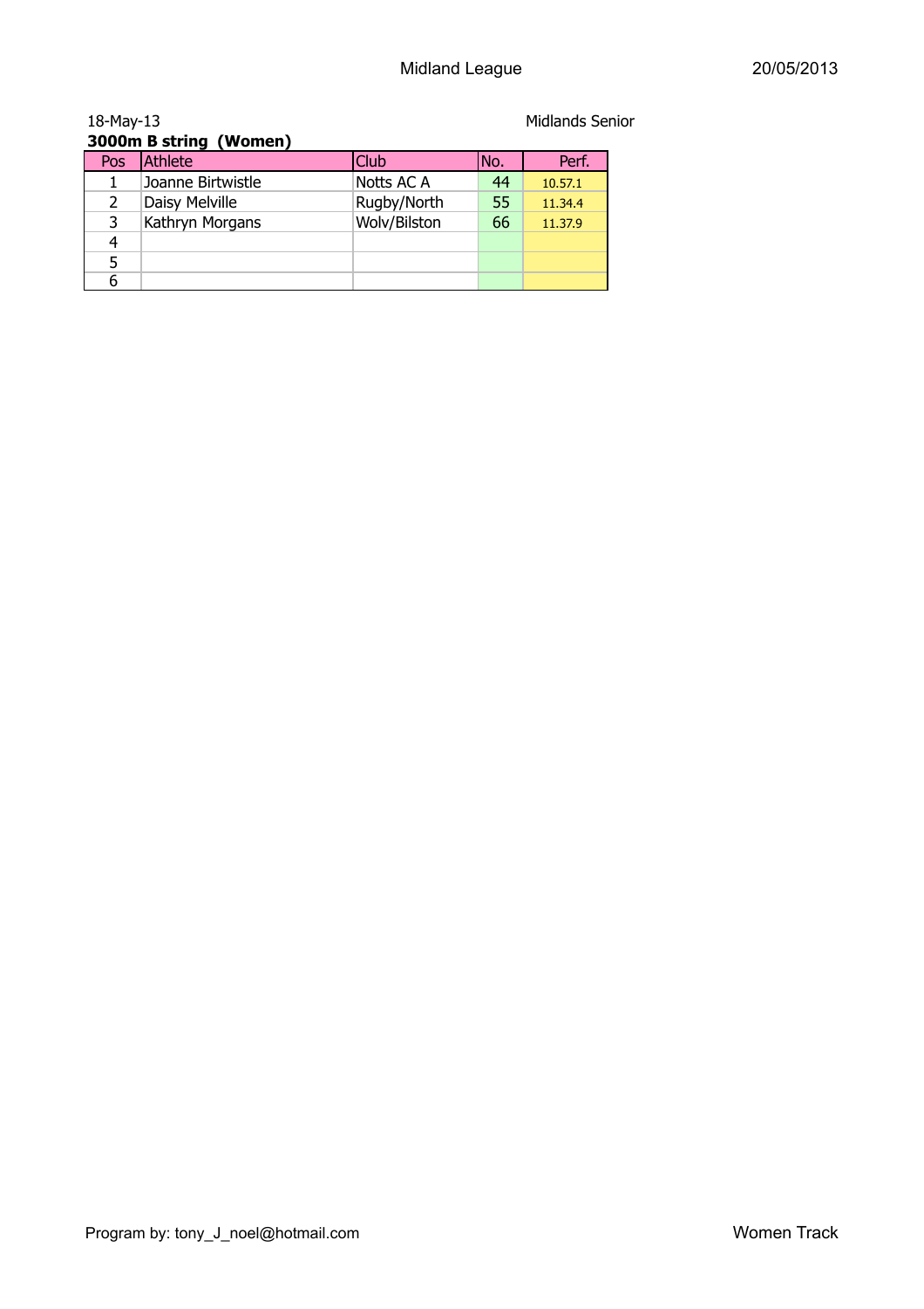18-May-13 Midlands Senior

**3000m B string (Women)**

| Pos | Athlete | Club | No. | Perf. |
|---|---|---|---|---|
| 1 | Joanne Birtwistle | Notts AC A | 44 | 10.57.1 |
| 2 | Daisy Melville | Rugby/North | 55 | 11.34.4 |
| 3 | Kathryn Morgans | Wolv/Bilston | 66 | 11.37.9 |
| 4 | | | | |
| 5 | | | | |
| 6 | | | | |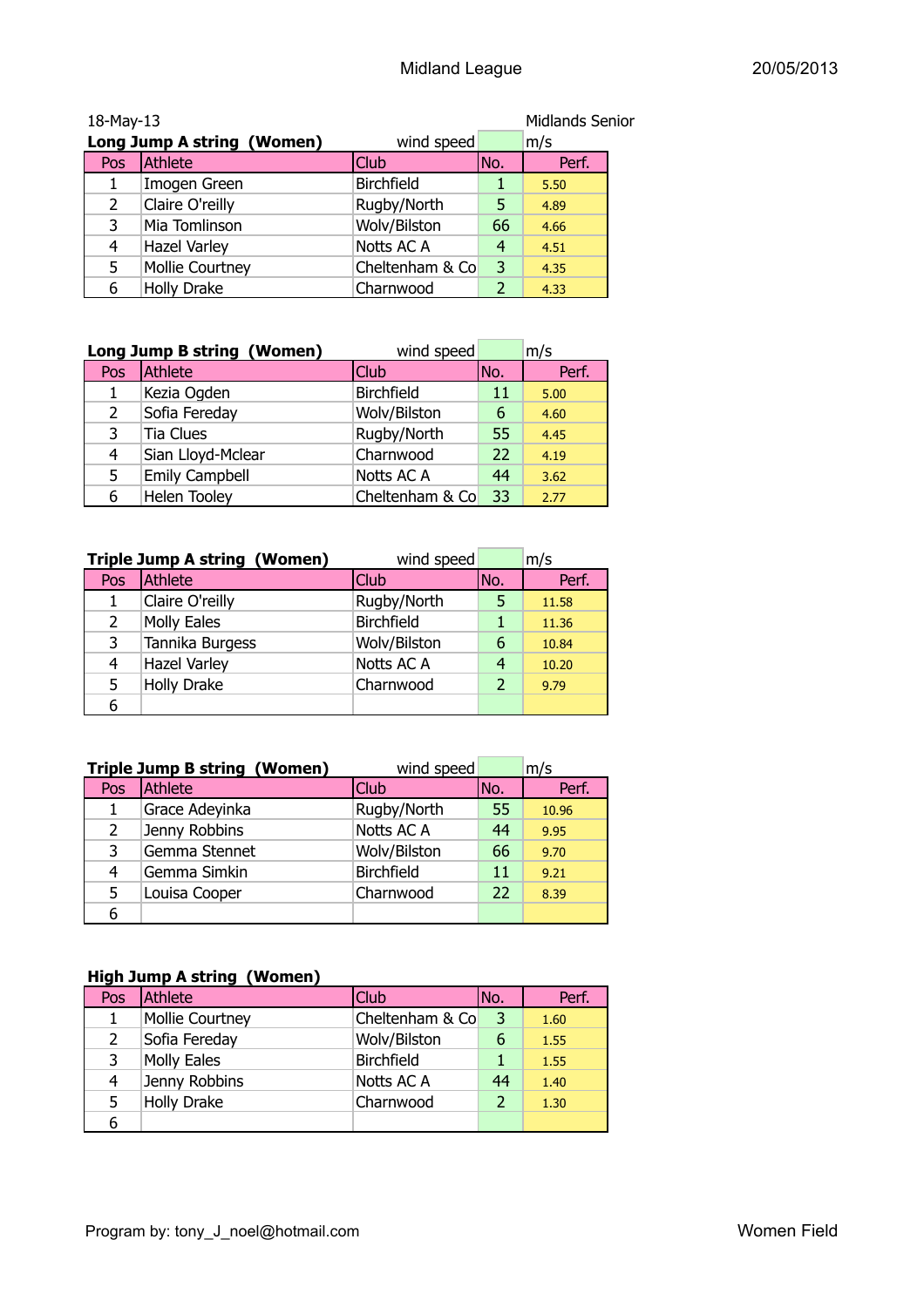Midland League

18-May-13 Midlands Senior

**Long Jump A string (Women)** wind speed m/s

| Pos | Athlete | Club | No. | Perf. |
|---|---|---|---|---|
| 1 | Imogen Green | Birchfield | 1 | 5.50 |
| 2 | Claire O'reilly | Rugby/North | 5 | 4.89 |
| 3 | Mia Tomlinson | Wolv/Bilston | 66 | 4.66 |
| 4 | Hazel Varley | Notts AC A | 4 | 4.51 |
| 5 | Mollie Courtney | Cheltenham & Co | 3 | 4.35 |
| 6 | Holly Drake | Charnwood | 2 | 4.33 |

**Long Jump B string (Women)** wind speed m/s

| Pos | Athlete | Club | No. | Perf. |
|---|---|---|---|---|
| 1 | Kezia Ogden | Birchfield | 11 | 5.00 |
| 2 | Sofia Fereday | Wolv/Bilston | 6 | 4.60 |
| 3 | Tia Clues | Rugby/North | 55 | 4.45 |
| 4 | Sian Lloyd-Mclear | Charnwood | 22 | 4.19 |
| 5 | Emily Campbell | Notts AC A | 44 | 3.62 |
| 6 | Helen Tooley | Cheltenham & Co | 33 | 2.77 |

**Triple Jump A string (Women)** wind speed m/s

| Pos | Athlete | Club | No. | Perf. |
|---|---|---|---|---|
| 1 | Claire O'reilly | Rugby/North | 5 | 11.58 |
| 2 | Molly Eales | Birchfield | 1 | 11.36 |
| 3 | Tannika Burgess | Wolv/Bilston | 6 | 10.84 |
| 4 | Hazel Varley | Notts AC A | 4 | 10.20 |
| 5 | Holly Drake | Charnwood | 2 | 9.79 |
| 6 | | | | |

**Triple Jump B string (Women)** wind speed m/s

| Pos | Athlete | Club | No. | Perf. |
|---|---|---|---|---|
| 1 | Grace Adeyinka | Rugby/North | 55 | 10.96 |
| 2 | Jenny Robbins | Notts AC A | 44 | 9.95 |
| 3 | Gemma Stennet | Wolv/Bilston | 66 | 9.70 |
| 4 | Gemma Simkin | Birchfield | 11 | 9.21 |
| 5 | Louisa Cooper | Charnwood | 22 | 8.39 |
| 6 | | | | |

**High Jump A string (Women)**

| Pos | Athlete | Club | No. | Perf. |
|---|---|---|---|---|
| 1 | Mollie Courtney | Cheltenham & Co | 3 | 1.60 |
| 2 | Sofia Fereday | Wolv/Bilston | 6 | 1.55 |
| 3 | Molly Eales | Birchfield | 1 | 1.55 |
| 4 | Jenny Robbins | Notts AC A | 44 | 1.40 |
| 5 | Holly Drake | Charnwood | 2 | 1.30 |
| 6 | | | | |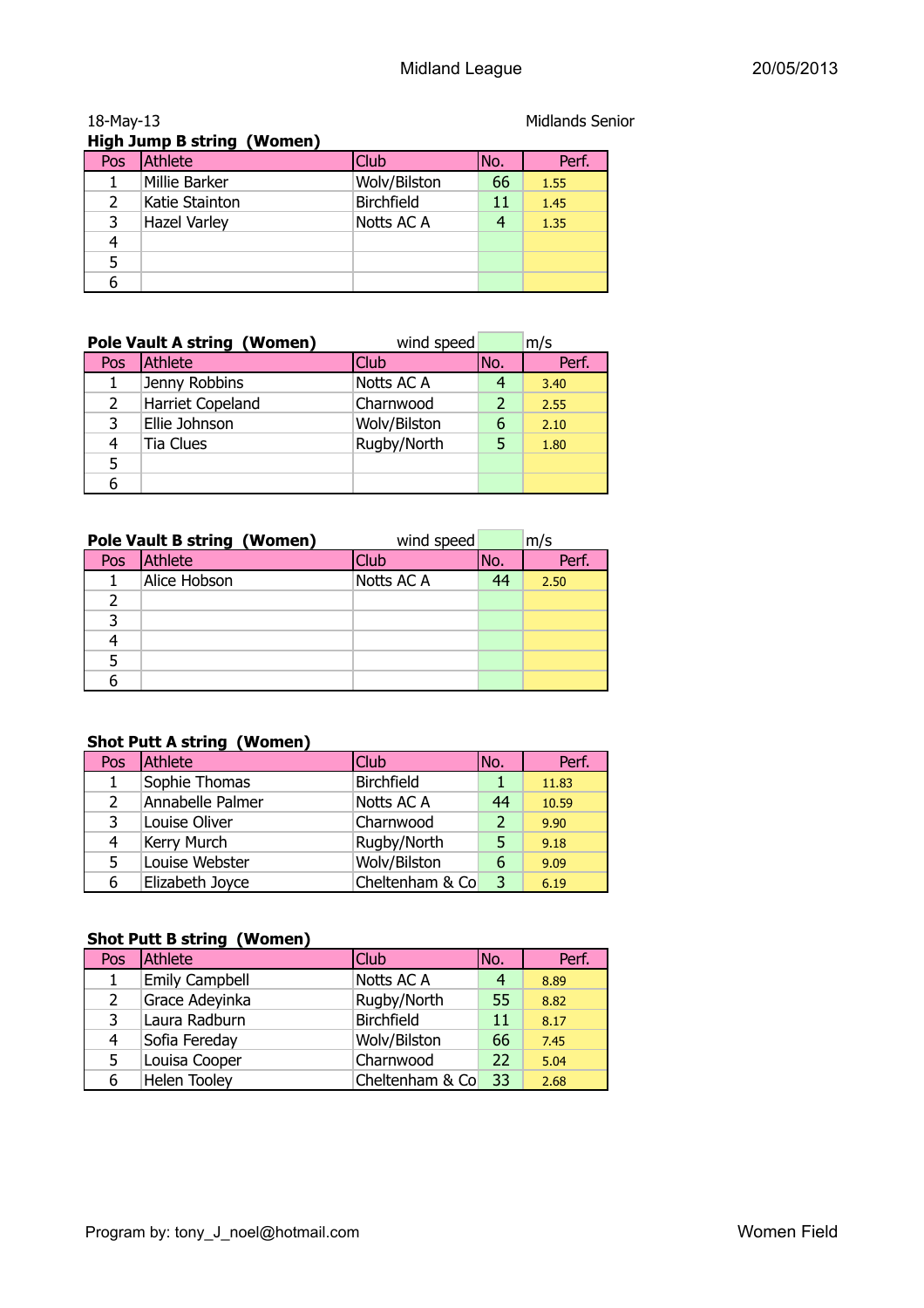18-May-13 Midlands Senior

**High Jump B string (Women)**

| Pos | Athlete | Club | No. | Perf. |
|---|---|---|---|---|
| 1 | Millie Barker | Wolv/Bilston | 66 | 1.55 |
| 2 | Katie Stainton | Birchfield | 11 | 1.45 |
| 3 | Hazel Varley | Notts AC A | 4 | 1.35 |
| 4 | | | | |
| 5 | | | | |
| 6 | | | | |

**Pole Vault A string (Women)** wind speed m/s

| Pos | Athlete | Club | No. | Perf. |
|---|---|---|---|---|
| 1 | Jenny Robbins | Notts AC A | 4 | 3.40 |
| 2 | Harriet Copeland | Charnwood | 2 | 2.55 |
| 3 | Ellie Johnson | Wolv/Bilston | 6 | 2.10 |
| 4 | Tia Clues | Rugby/North | 5 | 1.80 |
| 5 | | | | |
| 6 | | | | |

**Pole Vault B string (Women)** wind speed m/s

| Pos | Athlete | Club | No. | Perf. |
|---|---|---|---|---|
| 1 | Alice Hobson | Notts AC A | 44 | 2.50 |
| 2 | | | | |
| 3 | | | | |
| 4 | | | | |
| 5 | | | | |
| 6 | | | | |

**Shot Putt A string (Women)**

| Pos | Athlete | Club | No. | Perf. |
|---|---|---|---|---|
| 1 | Sophie Thomas | Birchfield | 1 | 11.83 |
| 2 | Annabelle Palmer | Notts AC A | 44 | 10.59 |
| 3 | Louise Oliver | Charnwood | 2 | 9.90 |
| 4 | Kerry Murch | Rugby/North | 5 | 9.18 |
| 5 | Louise Webster | Wolv/Bilston | 6 | 9.09 |
| 6 | Elizabeth Joyce | Cheltenham & Co | 3 | 6.19 |

**Shot Putt B string (Women)**

| Pos | Athlete | Club | No. | Perf. |
|---|---|---|---|---|
| 1 | Emily Campbell | Notts AC A | 4 | 8.89 |
| 2 | Grace Adeyinka | Rugby/North | 55 | 8.82 |
| 3 | Laura Radburn | Birchfield | 11 | 8.17 |
| 4 | Sofia Fereday | Wolv/Bilston | 66 | 7.45 |
| 5 | Louisa Cooper | Charnwood | 22 | 5.04 |
| 6 | Helen Tooley | Cheltenham & Co | 33 | 2.68 |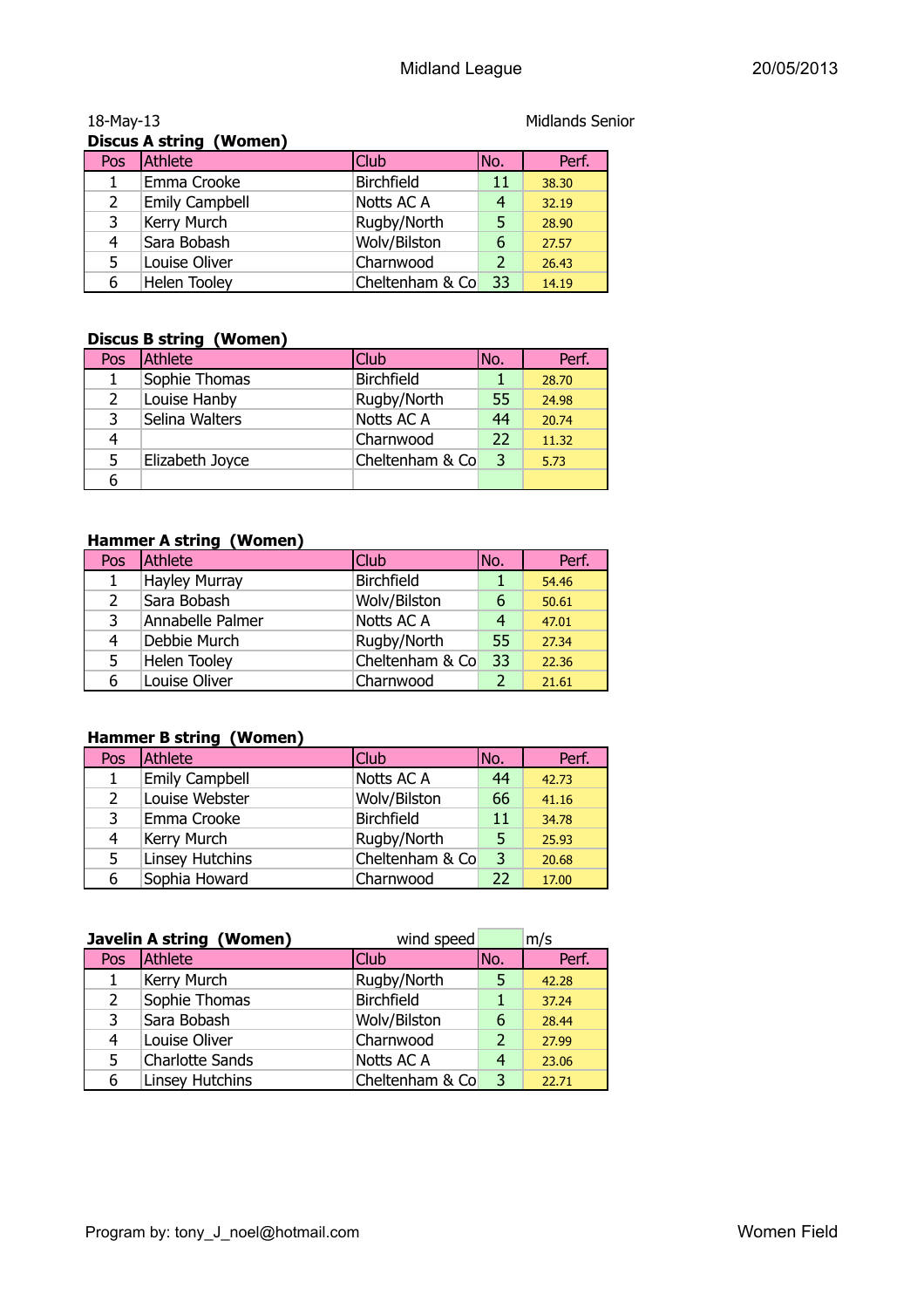18-May-13 Midlands Senior

**Discus A string (Women)**

| Pos | Athlete | Club | No. | Perf. |
|---|---|---|---|---|
| 1 | Emma Crooke | Birchfield | 11 | 38.30 |
| 2 | Emily Campbell | Notts AC A | 4 | 32.19 |
| 3 | Kerry Murch | Rugby/North | 5 | 28.90 |
| 4 | Sara Bobash | Wolv/Bilston | 6 | 27.57 |
| 5 | Louise Oliver | Charnwood | 2 | 26.43 |
| 6 | Helen Tooley | Cheltenham & Co | 33 | 14.19 |

**Discus B string (Women)**

| Pos | Athlete | Club | No. | Perf. |
|---|---|---|---|---|
| 1 | Sophie Thomas | Birchfield | 1 | 28.70 |
| 2 | Louise Hanby | Rugby/North | 55 | 24.98 |
| 3 | Selina Walters | Notts AC A | 44 | 20.74 |
| 4 | | Charnwood | 22 | 11.32 |
| 5 | Elizabeth Joyce | Cheltenham & Co | 3 | 5.73 |
| 6 | | | | |

**Hammer A string (Women)**

| Pos | Athlete | Club | No. | Perf. |
|---|---|---|---|---|
| 1 | Hayley Murray | Birchfield | 1 | 54.46 |
| 2 | Sara Bobash | Wolv/Bilston | 6 | 50.61 |
| 3 | Annabelle Palmer | Notts AC A | 4 | 47.01 |
| 4 | Debbie Murch | Rugby/North | 55 | 27.34 |
| 5 | Helen Tooley | Cheltenham & Co | 33 | 22.36 |
| 6 | Louise Oliver | Charnwood | 2 | 21.61 |

**Hammer B string (Women)**

| Pos | Athlete | Club | No. | Perf. |
|---|---|---|---|---|
| 1 | Emily Campbell | Notts AC A | 44 | 42.73 |
| 2 | Louise Webster | Wolv/Bilston | 66 | 41.16 |
| 3 | Emma Crooke | Birchfield | 11 | 34.78 |
| 4 | Kerry Murch | Rugby/North | 5 | 25.93 |
| 5 | Linsey Hutchins | Cheltenham & Co | 3 | 20.68 |
| 6 | Sophia Howard | Charnwood | 22 | 17.00 |

**Javelin A string (Women)** wind speed m/s

| Pos | Athlete | Club | No. | Perf. |
|---|---|---|---|---|
| 1 | Kerry Murch | Rugby/North | 5 | 42.28 |
| 2 | Sophie Thomas | Birchfield | 1 | 37.24 |
| 3 | Sara Bobash | Wolv/Bilston | 6 | 28.44 |
| 4 | Louise Oliver | Charnwood | 2 | 27.99 |
| 5 | Charlotte Sands | Notts AC A | 4 | 23.06 |
| 6 | Linsey Hutchins | Cheltenham & Co | 3 | 22.71 |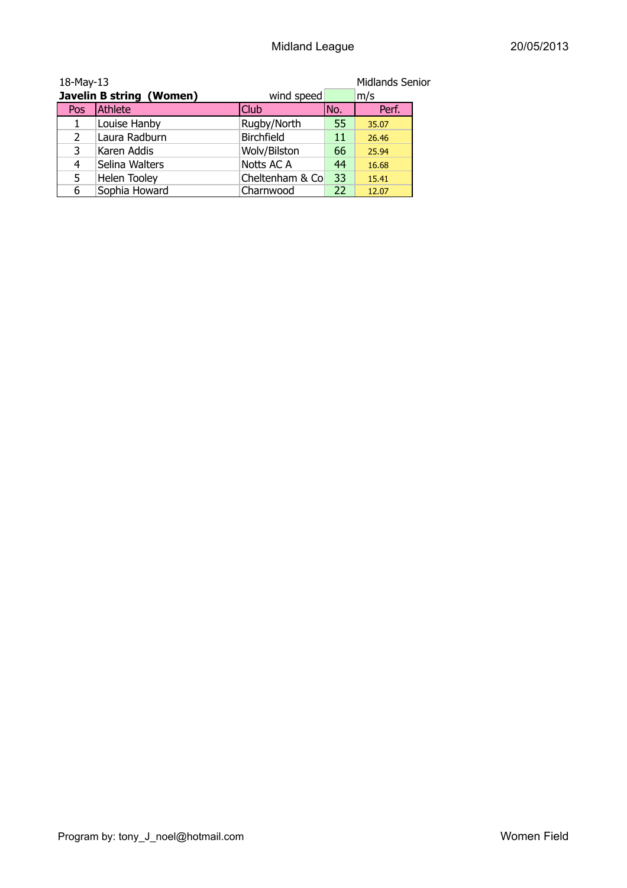18-May-13 Midlands Senior

**Javelin B string (Women)** wind speed m/s

| Pos | Athlete | Club | No. | Perf. |
|---|---|---|---|---|
| 1 | Louise Hanby | Rugby/North | 55 | 35.07 |
| 2 | Laura Radburn | Birchfield | 11 | 26.46 |
| 3 | Karen Addis | Wolv/Bilston | 66 | 25.94 |
| 4 | Selina Walters | Notts AC A | 44 | 16.68 |
| 5 | Helen Tooley | Cheltenham & Co | 33 | 15.41 |
| 6 | Sophia Howard | Charnwood | 22 | 12.07 |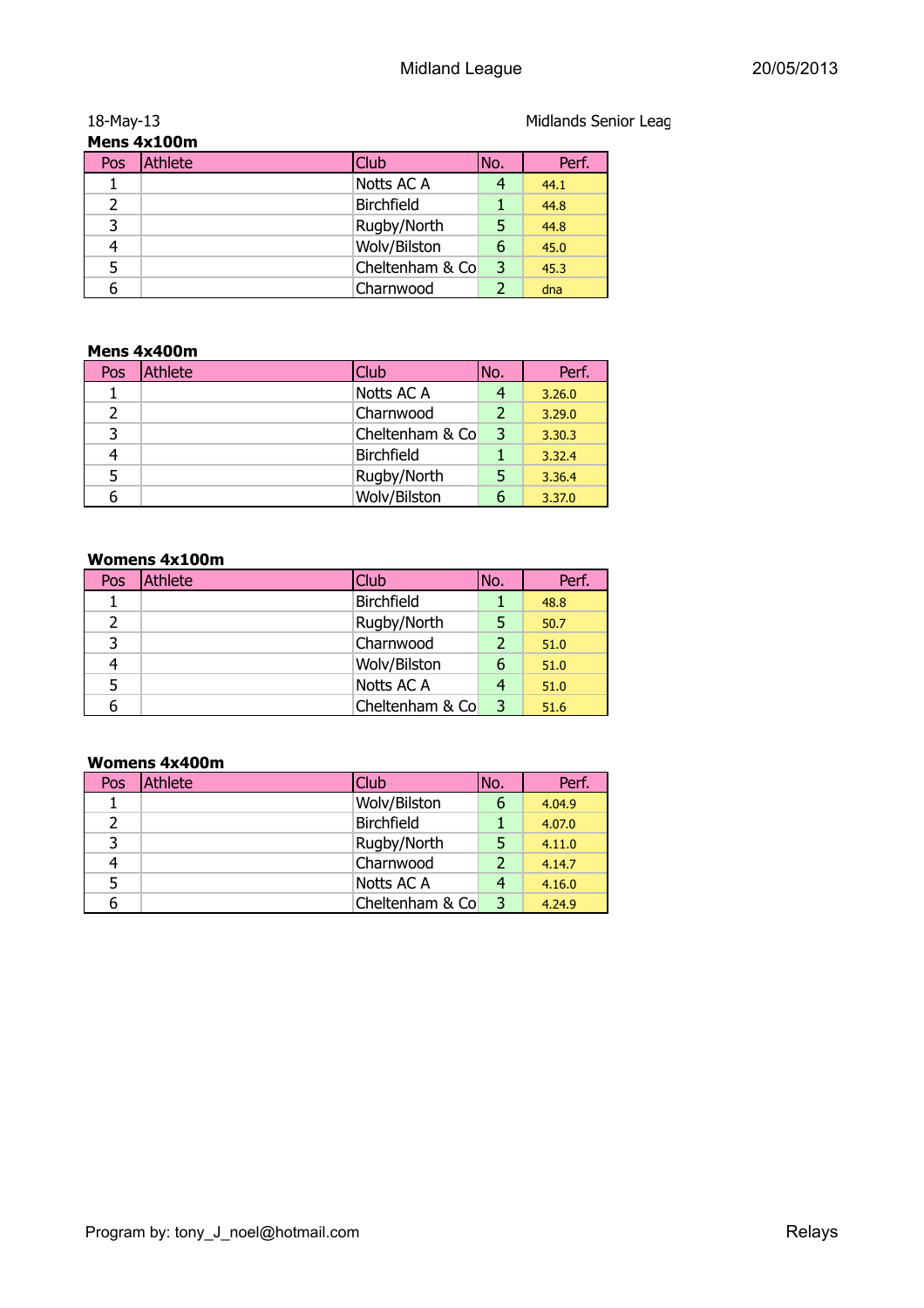18-May-13 Midlands Senior Leag

**Mens 4x100m**

| Pos | Athlete | Club | No. | Perf. |
|---|---|---|---|---|
| 1 | | Notts AC A | 4 | 44.1 |
| 2 | | Birchfield | 1 | 44.8 |
| 3 | | Rugby/North | 5 | 44.8 |
| 4 | | Wolv/Bilston | 6 | 45.0 |
| 5 | | Cheltenham & Co | 3 | 45.3 |
| 6 | | Charnwood | 2 | dna |

**Mens 4x400m**

| Pos | Athlete | Club | No. | Perf. |
|---|---|---|---|---|
| 1 | | Notts AC A | 4 | 3.26.0 |
| 2 | | Charnwood | 2 | 3.29.0 |
| 3 | | Cheltenham & Co | 3 | 3.30.3 |
| 4 | | Birchfield | 1 | 3.32.4 |
| 5 | | Rugby/North | 5 | 3.36.4 |
| 6 | | Wolv/Bilston | 6 | 3.37.0 |

**Womens 4x100m**

| Pos | Athlete | Club | No. | Perf. |
|---|---|---|---|---|
| 1 | | Birchfield | 1 | 48.8 |
| 2 | | Rugby/North | 5 | 50.7 |
| 3 | | Charnwood | 2 | 51.0 |
| 4 | | Wolv/Bilston | 6 | 51.0 |
| 5 | | Notts AC A | 4 | 51.0 |
| 6 | | Cheltenham & Co | 3 | 51.6 |

**Womens 4x400m**

| Pos | Athlete | Club | No. | Perf. |
|---|---|---|---|---|
| 1 | | Wolv/Bilston | 6 | 4.04.9 |
| 2 | | Birchfield | 1 | 4.07.0 |
| 3 | | Rugby/North | 5 | 4.11.0 |
| 4 | | Charnwood | 2 | 4.14.7 |
| 5 | | Notts AC A | 4 | 4.16.0 |
| 6 | | Cheltenham & Co | 3 | 4.24.9 |